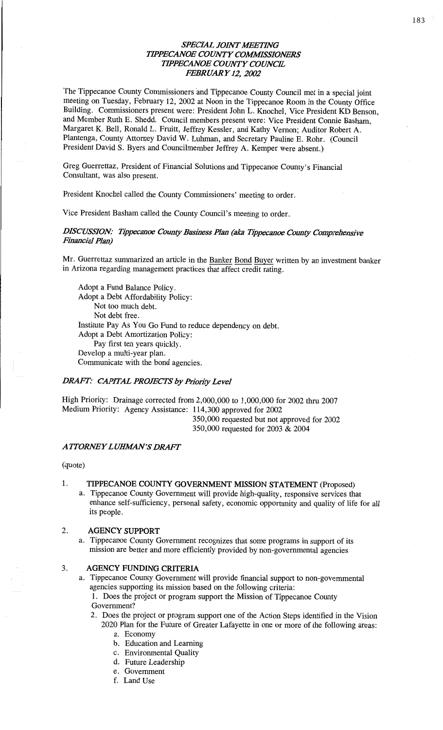# *SPECIAL JOINT MEETING*
# *TIPPECANOE COUNTY COMMISSIONERS*
# *TIPPECANOE COUNTY COUNCIL*
# *FEBRUARY 12, 2002*

The Tippecanoe County Commissioners and Tippecanoe County Council met in a special joint meeting on Tuesday, February 12, 2002 at Noon in the Tippecanoe Room in the County Office Building. Commissioners present were: President John L. Knochel, Vice President KD Benson, and Member Ruth E. Shedd. Council members present were: Vice President Connie Basham, Margaret K. Bell, Ronald L. Fruitt, Jeffrey Kessler, and Kathy Vernon; Auditor Robert A. Plantenga, County Attorney David W. Luhman, and Secretary Pauline E. Rohr. (Council President David S. Byers and Councilmember Jeffrey A. Kemper were absent.)

Greg Guerrettaz, President of Financial Solutions and Tippecanoe County's Financial Consultant, was also present.

President Knochel called the County Commissioners' meeting to order.

Vice President Basham called the County Council's meeting to order.

### *DISCUSSION: Tippecanoe County Business Plan (aka Tippecanoe County Comprehensive Financial Plan)*

Mr. Guerrettaz summarized an article in the Banker Bond Buyer written by an investment banker in Arizona regarding management practices that affect credit rating.

- Adopt a Fund Balance Policy.
- Adopt a Debt Affordability Policy:
  - Not too much debt.
  - Not debt free.
- Institute Pay As You Go Fund to reduce dependency on debt.
- Adopt a Debt Amortization Policy:
  - Pay first ten years quickly.
- Develop a multi-year plan.
- Communicate with the bond agencies.

### *DRAFT: CAPITAL PROJECTS by Priority Level*

High Priority: Drainage corrected from 2,000,000 to 1,000,000 for 2002 thru 2007

Medium Priority: Agency Assistance: 114,300 approved for 2002
350,000 requested but not approved for 2002
350,000 requested for 2003 & 2004

### *ATTORNEY LUHMAN'S DRAFT*

(quote)

1. **TIPPECANOE COUNTY GOVERNMENT MISSION STATEMENT** (Proposed)
   a. Tippecanoe County Government will provide high-quality, responsive services that enhance self-sufficiency, personal safety, economic opportunity and quality of life for all its people.

2. **AGENCY SUPPORT**
   a. Tippecanoe County Government recognizes that some programs in support of its mission are better and more efficiently provided by non-governmental agencies

3. **AGENCY FUNDING CRITERIA**
   a. Tippecanoe County Government will provide financial support to non-governmental agencies supporting its mission based on the following criteria:
      1. Does the project or program support the Mission of Tippecanoe County Government?
      2. Does the project or program support one of the Action Steps identified in the Vision 2020 Plan for the Future of Greater Lafayette in one or more of the following areas:
         a. Economy
         b. Education and Learning
         c. Environmental Quality
         d. Future Leadership
         e. Government
         f. Land Use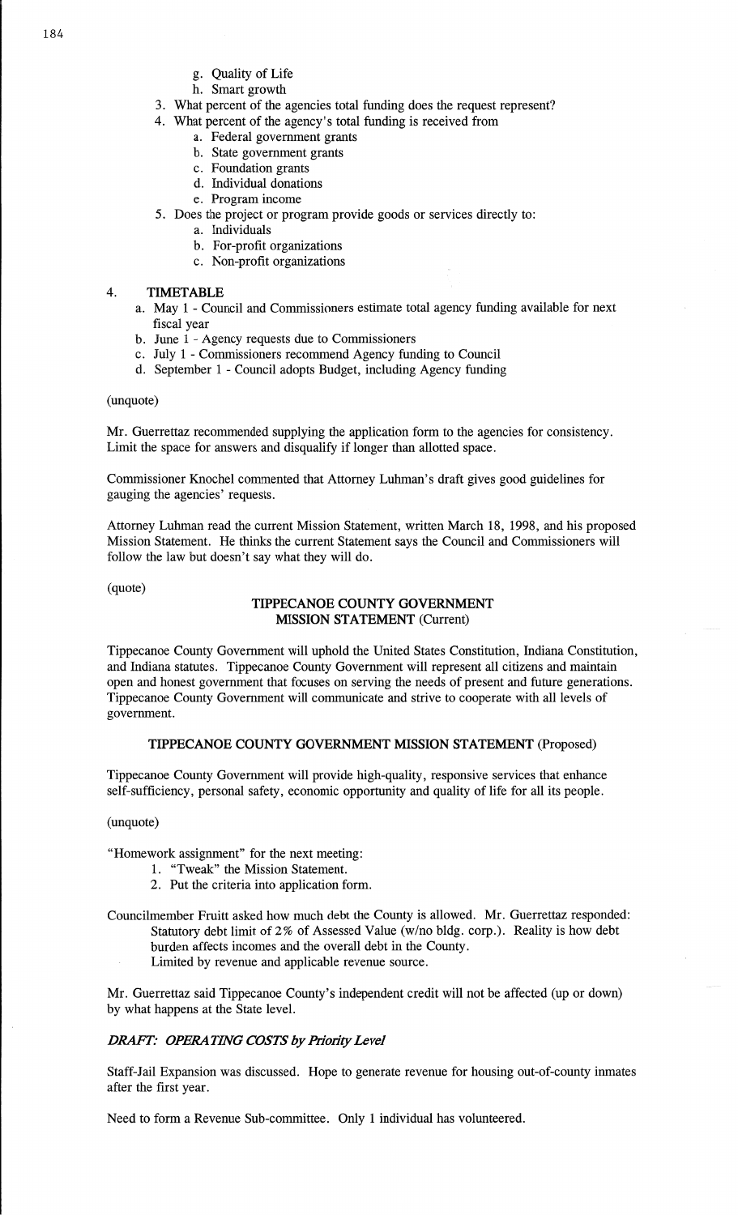g. Quality of Life
   h. Smart growth

3. What percent of the agencies total funding does the request represent?
4. What percent of the agency's total funding is received from
   a. Federal government grants
   b. State government grants
   c. Foundation grants
   d. Individual donations
   e. Program income
5. Does the project or program provide goods or services directly to:
   a. Individuals
   b. For-profit organizations
   c. Non-profit organizations

4. **TIMETABLE**
   a. May 1 - Council and Commissioners estimate total agency funding available for next fiscal year
   b. June 1 - Agency requests due to Commissioners
   c. July 1 - Commissioners recommend Agency funding to Council
   d. September 1 - Council adopts Budget, including Agency funding

(unquote)

Mr. Guerrettaz recommended supplying the application form to the agencies for consistency. Limit the space for answers and disqualify if longer than allotted space.

Commissioner Knochel commented that Attorney Luhman's draft gives good guidelines for gauging the agencies' requests.

Attorney Luhman read the current Mission Statement, written March 18, 1998, and his proposed Mission Statement. He thinks the current Statement says the Council and Commissioners will follow the law but doesn't say what they will do.

(quote)

**TIPPECANOE COUNTY GOVERNMENT**
**MISSION STATEMENT** (Current)

Tippecanoe County Government will uphold the United States Constitution, Indiana Constitution, and Indiana statutes. Tippecanoe County Government will represent all citizens and maintain open and honest government that focuses on serving the needs of present and future generations. Tippecanoe County Government will communicate and strive to cooperate with all levels of government.

**TIPPECANOE COUNTY GOVERNMENT MISSION STATEMENT** (Proposed)

Tippecanoe County Government will provide high-quality, responsive services that enhance self-sufficiency, personal safety, economic opportunity and quality of life for all its people.

(unquote)

"Homework assignment" for the next meeting:

1. "Tweak" the Mission Statement.
2. Put the criteria into application form.

Councilmember Fruitt asked how much debt the County is allowed. Mr. Guerrettaz responded:
Statutory debt limit of 2% of Assessed Value (w/no bldg. corp.). Reality is how debt burden affects incomes and the overall debt in the County.
Limited by revenue and applicable revenue source.

Mr. Guerrettaz said Tippecanoe County's independent credit will not be affected (up or down) by what happens at the State level.

***DRAFT: OPERATING COSTS by Priority Level***

Staff-Jail Expansion was discussed. Hope to generate revenue for housing out-of-county inmates after the first year.

Need to form a Revenue Sub-committee. Only 1 individual has volunteered.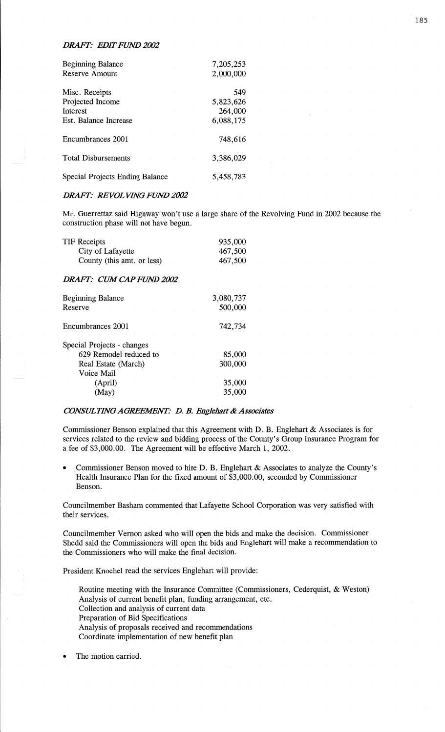### *DRAFT: EDIT FUND 2002*

| | |
|---|---|
| Beginning Balance | 7,205,253 |
| Reserve Amount | 2,000,000 |
| | |
| Misc. Receipts | 549 |
| Projected Income | 5,823,626 |
| Interest | 264,000 |
| Est. Balance Increase | 6,088,175 |
| | |
| Encumbrances 2001 | 748,616 |
| | |
| Total Disbursements | 3,386,029 |
| | |
| Special Projects Ending Balance | 5,458,783 |

### *DRAFT: REVOLVING FUND 2002*

Mr. Guerrettaz said Highway won't use a large share of the Revolving Fund in 2002 because the construction phase will not have begun.

| | |
|---|---|
| TIF Receipts | 935,000 |
| City of Lafayette | 467,500 |
| County (this amt. or less) | 467,500 |

### *DRAFT: CUM CAP FUND 2002*

| | |
|---|---|
| Beginning Balance | 3,080,737 |
| Reserve | 500,000 |
| | |
| Encumbrances 2001 | 742,734 |
| | |
| Special Projects - changes | |
| 629 Remodel reduced to | 85,000 |
| Real Estate (March) | 300,000 |
| Voice Mail | |
| (April) | 35,000 |
| (May) | 35,000 |

### *CONSULTING AGREEMENT: D. B. Englehart & Associates*

Commissioner Benson explained that this Agreement with D. B. Englehart & Associates is for services related to the review and bidding process of the County's Group Insurance Program for a fee of $3,000.00. The Agreement will be effective March 1, 2002.

- Commissioner Benson moved to hire D. B. Englehart & Associates to analyze the County's Health Insurance Plan for the fixed amount of $3,000.00, seconded by Commissioner Benson.

Councilmember Basham commented that Lafayette School Corporation was very satisfied with their services.

Councilmember Vernon asked who will open the bids and make the decision. Commissioner Shedd said the Commissioners will open the bids and Englehart will make a recommendation to the Commissioners who will make the final decision.

President Knochel read the services Englehart will provide:

> Routine meeting with the Insurance Committee (Commissioners, Cederquist, & Weston)
> Analysis of current benefit plan, funding arrangement, etc.
> Collection and analysis of current data
> Preparation of Bid Specifications
> Analysis of proposals received and recommendations
> Coordinate implementation of new benefit plan

- The motion carried.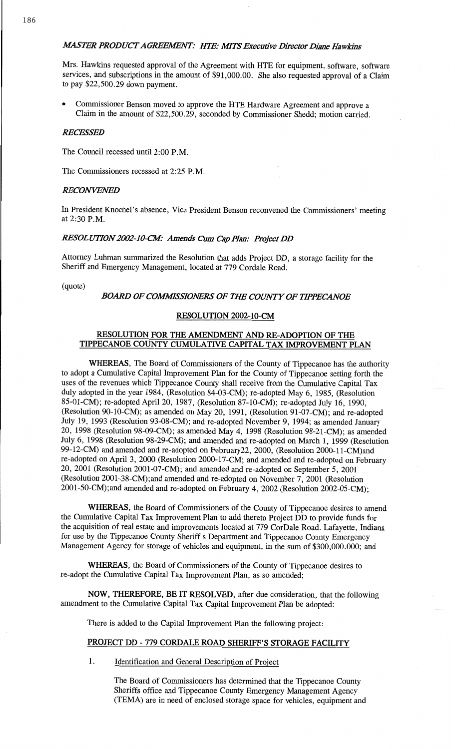## *MASTER PRODUCT AGREEMENT: HTE: MITS Executive Director Diane Hawkins*

Mrs. Hawkins requested approval of the Agreement with HTE for equipment, software, software services, and subscriptions in the amount of $91,000.00. She also requested approval of a Claim to pay $22,500.29 down payment.

- Commissioner Benson moved to approve the HTE Hardware Agreement and approve a Claim in the amount of $22,500.29, seconded by Commissioner Shedd; motion carried.

## *RECESSED*

The Council recessed until 2:00 P.M.

The Commissioners recessed at 2:25 P.M.

## *RECONVENED*

In President Knochel's absence, Vice President Benson reconvened the Commissioners' meeting at 2:30 P.M.

## *RESOLUTION 2002-10-CM: Amends Cum Cap Plan: Project DD*

Attorney Luhman summarized the Resolution that adds Project DD, a storage facility for the Sheriff and Emergency Management, located at 779 Cordale Road.

(quote)

### *BOARD OF COMMISSIONERS OF THE COUNTY OF TIPPECANOE*

### RESOLUTION 2002-10-CM

### RESOLUTION FOR THE AMENDMENT AND RE-ADOPTION OF THE TIPPECANOE COUNTY CUMULATIVE CAPITAL TAX IMPROVEMENT PLAN

**WHEREAS**, The Board of Commissioners of the County of Tippecanoe has the authority to adopt a Cumulative Capital Improvement Plan for the County of Tippecanoe setting forth the uses of the revenues which Tippecanoe County shall receive from the Cumulative Capital Tax duly adopted in the year 1984, (Resolution 84-03-CM); re-adopted May 6, 1985, (Resolution 85-01-CM); re-adopted April 20, 1987, (Resolution 87-10-CM); re-adopted July 16, 1990, (Resolution 90-10-CM); as amended on May 20, 1991, (Resolution 91-07-CM); and re-adopted July 19, 1993 (Resolution 93-08-CM); and re-adopted November 9, 1994; as amended January 20, 1998 (Resolution 98-09-CM); as amended May 4, 1998 (Resolution 98-21-CM); as amended July 6, 1998 (Resolution 98-29-CM); and amended and re-adopted on March 1, 1999 (Resolution 99-12-CM) and amended and re-adopted on February22, 2000, (Resolution 2000-11-CM)and re-adopted on April 3, 2000 (Resolution 2000-17-CM; and amended and re-adopted on February 20, 2001 (Resolution 2001-07-CM); and amended and re-adopted on September 5, 2001 (Resolution 2001-38-CM);and amended and re-adopted on November 7, 2001 (Resolution 2001-50-CM);and amended and re-adopted on February 4, 2002 (Resolution 2002-05-CM);

**WHEREAS**, the Board of Commissioners of the County of Tippecanoe desires to amend the Cumulative Capital Tax Improvement Plan to add thereto Project DD to provide funds for the acquisition of real estate and improvements located at 779 CorDale Road. Lafayette, Indiana for use by the Tippecanoe County Sheriff s Department and Tippecanoe County Emergency Management Agency for storage of vehicles and equipment, in the sum of $300,000.000; and

**WHEREAS**, the Board of Commissioners of the County of Tippecanoe desires to re-adopt the Cumulative Capital Tax Improvement Plan, as so amended;

**NOW, THEREFORE, BE IT RESOLVED**, after due consideration, that the following amendment to the Cumulative Capital Tax Capital Improvement Plan be adopted:

There is added to the Capital Improvement Plan the following project:

### PROJECT DD - 779 CORDALE ROAD SHERIFF'S STORAGE FACILITY

1. Identification and General Description of Project

   The Board of Commissioners has determined that the Tippecanoe County Sheriffs office and Tippecanoe County Emergency Management Agency (TEMA) are in need of enclosed storage space for vehicles, equipment and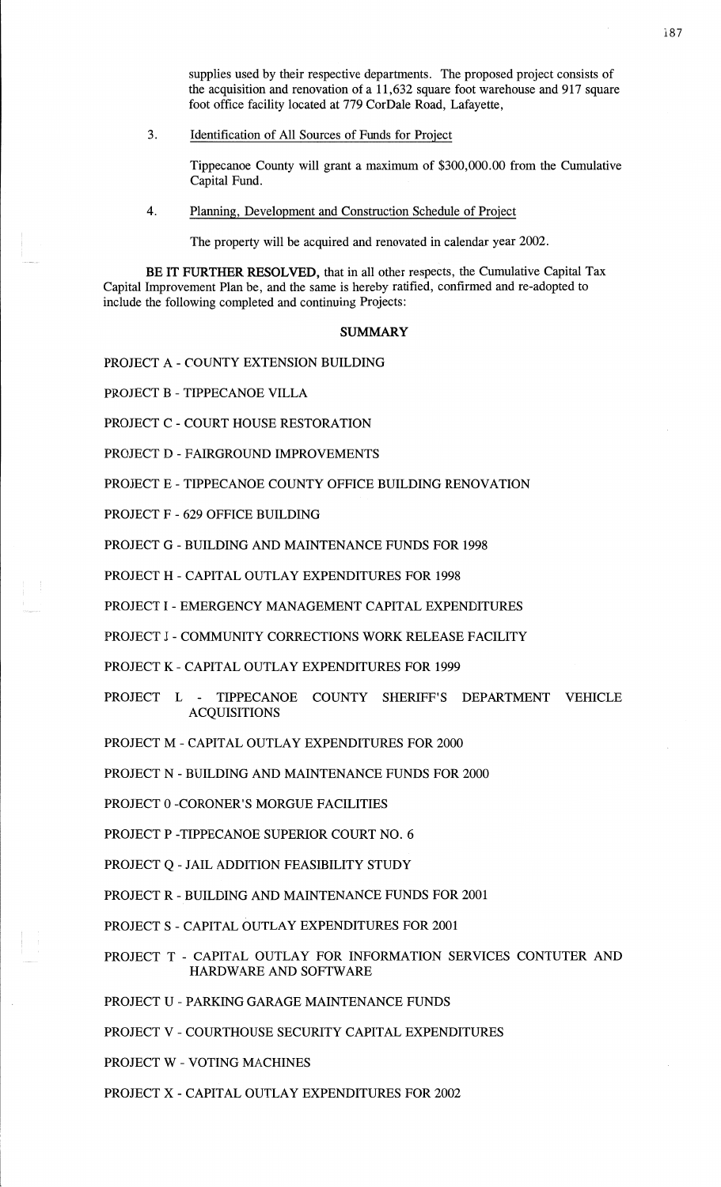supplies used by their respective departments. The proposed project consists of the acquisition and renovation of a 11,632 square foot warehouse and 917 square foot office facility located at 779 CorDale Road, Lafayette,

3. Identification of All Sources of Funds for Project

   Tippecanoe County will grant a maximum of $300,000.00 from the Cumulative Capital Fund.

4. Planning, Development and Construction Schedule of Project

   The property will be acquired and renovated in calendar year 2002.

**BE IT FURTHER RESOLVED,** that in all other respects, the Cumulative Capital Tax Capital Improvement Plan be, and the same is hereby ratified, confirmed and re-adopted to include the following completed and continuing Projects:

**SUMMARY**

PROJECT A - COUNTY EXTENSION BUILDING

PROJECT B - TIPPECANOE VILLA

PROJECT C - COURT HOUSE RESTORATION

PROJECT D - FAIRGROUND IMPROVEMENTS

PROJECT E - TIPPECANOE COUNTY OFFICE BUILDING RENOVATION

PROJECT F - 629 OFFICE BUILDING

PROJECT G - BUILDING AND MAINTENANCE FUNDS FOR 1998

PROJECT H - CAPITAL OUTLAY EXPENDITURES FOR 1998

PROJECT I - EMERGENCY MANAGEMENT CAPITAL EXPENDITURES

PROJECT J - COMMUNITY CORRECTIONS WORK RELEASE FACILITY

PROJECT K - CAPITAL OUTLAY EXPENDITURES FOR 1999

PROJECT L - TIPPECANOE COUNTY SHERIFF'S DEPARTMENT VEHICLE ACQUISITIONS

PROJECT M - CAPITAL OUTLAY EXPENDITURES FOR 2000

PROJECT N - BUILDING AND MAINTENANCE FUNDS FOR 2000

PROJECT 0 -CORONER'S MORGUE FACILITIES

PROJECT P -TIPPECANOE SUPERIOR COURT NO. 6

PROJECT Q - JAIL ADDITION FEASIBILITY STUDY

PROJECT R - BUILDING AND MAINTENANCE FUNDS FOR 2001

PROJECT S - CAPITAL OUTLAY EXPENDITURES FOR 2001

PROJECT T - CAPITAL OUTLAY FOR INFORMATION SERVICES CONTUTER AND HARDWARE AND SOFTWARE

PROJECT U - PARKING GARAGE MAINTENANCE FUNDS

PROJECT V - COURTHOUSE SECURITY CAPITAL EXPENDITURES

PROJECT W - VOTING MACHINES

PROJECT X - CAPITAL OUTLAY EXPENDITURES FOR 2002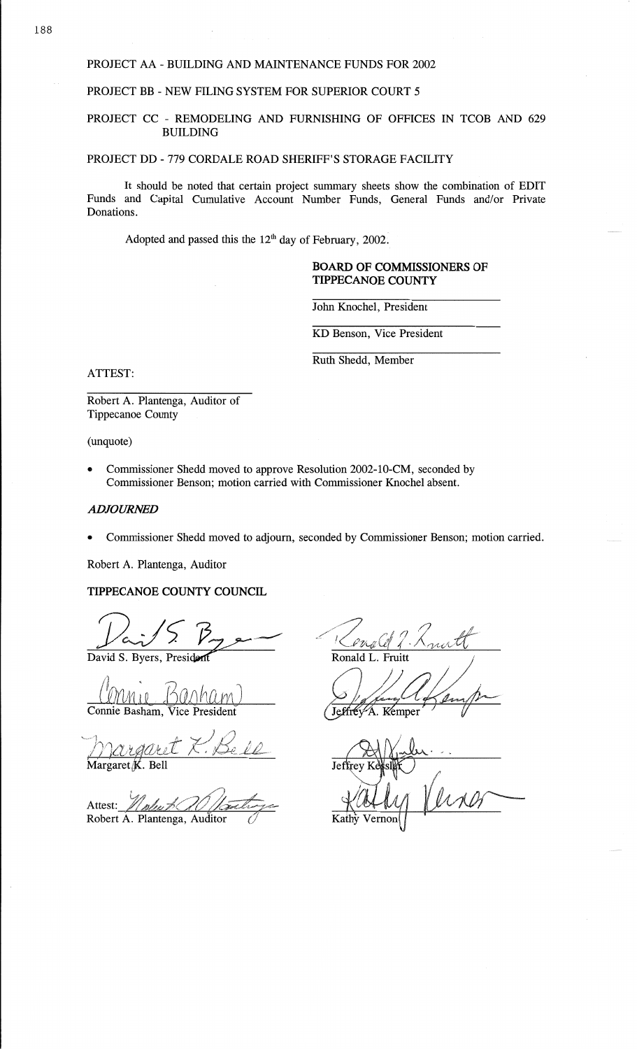PROJECT AA - BUILDING AND MAINTENANCE FUNDS FOR 2002

PROJECT BB - NEW FILING SYSTEM FOR SUPERIOR COURT 5

PROJECT CC - REMODELING AND FURNISHING OF OFFICES IN TCOB AND 629 BUILDING

PROJECT DD - 779 CORDALE ROAD SHERIFF'S STORAGE FACILITY

It should be noted that certain project summary sheets show the combination of EDIT Funds and Capital Cumulative Account Number Funds, General Funds and/or Private Donations.

Adopted and passed this the 12th day of February, 2002.

**BOARD OF COMMISSIONERS OF TIPPECANOE COUNTY**

John Knochel, President

KD Benson, Vice President

Ruth Shedd, Member

ATTEST:

Robert A. Plantenga, Auditor of Tippecanoe County

(unquote)

- Commissioner Shedd moved to approve Resolution 2002-10-CM, seconded by Commissioner Benson; motion carried with Commissioner Knochel absent.

***ADJOURNED***

- Commissioner Shedd moved to adjourn, seconded by Commissioner Benson; motion carried.

Robert A. Plantenga, Auditor

**TIPPECANOE COUNTY COUNCIL**

David S. Byers, President

Connie Basham, Vice President

Margaret K. Bell

Ronald L. Fruitt

Jeffrey A. Kemper

Jeffrey Kessler

Kathy Vernon

Attest: Robert A. Plantenga, Auditor